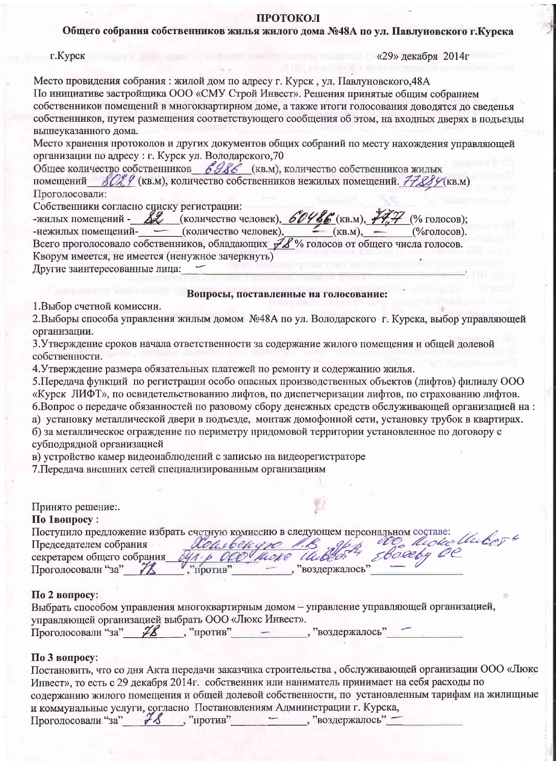# ПРОТОКОЛ

## Общего собрания собственников жилья жилого дома №48А по ул. Павлуновского г.Курска

г.Курск «29» декабря 2014г

Место провидения собрания : жилой дом по адресу г. Курск , ул. Павлуновского,48А

По инициативе застройщика ООО «СМУ Строй Инвест». Решения принятые общим собранием собственников помещений в многоквартирном доме, а также итоги голосования доводятся до сведенья собственников, путем размещения соответствующего сообщения об этом, на входных дверях в подъезды вышеуказанного дома.

Место хранения протоколов и других документов общих собраний по месту нахождения управляющей организации по адресу : г. Курск ул. Володарского,70

Общее количество собственников 6986 (кв.м), количество собственников жилых помещений 8029 (кв.м), количество собственников нежилых помещений. 77884(кв.м)

Проголосовали:

Собственники согласно списку регистрации:

-жилых помещений - 82 (количество человек), 60486 (кв.м), 77,7 (% голосов);

-нежилых помещений- — (количество человек), — (кв.м), — (%голосов).

Всего проголосовало собственников, обладающих 78 % голосов от общего числа голосов.

Кворум имеется, не имеется (ненужное зачеркнуть)

Другие заинтересованные лица: —

### Вопросы, поставленные на голосование:

1.Выбор счетной комиссии.

2.Выборы способа управления жилым домом №48А по ул. Володарского г. Курска, выбор управляющей организации.

3.Утверждение сроков начала ответственности за содержание жилого помещения и общей долевой собственности.

4.Утверждение размера обязательных платежей по ремонту и содержанию жилья.

5.Передача функций по регистрации особо опасных производственных объектов (лифтов) филиалу ООО «Курск ЛИФТ», по освидетельствованию лифтов, по диспетчеризации лифтов, по страхованию лифтов.

6.Вопрос о передаче обязанностей по разовому сбору денежных средств обслуживающей организацией на :

а) установку металлической двери в подъезде, монтаж домофонной сети, установку трубок в квартирах.

б) за металлическое ограждение по периметру придомовой территории установленное по договору с субподрядной организацией

в) устройство камер видеонаблюдений с записью на видеорегистраторе

7.Передача внешних сетей специализированным организациям

Принято решение:.

**По 1вопросу** :

Поступило предложение избрать счетную комиссию в следующем персональном составе:

Председателем собрания Ковальчук Л.В. дир. ООО Люкс Инвест

секретарем общего собрания дир-р ООО Люкс Инвест Егорову ОЕ

Проголосовали "за" 78 ,"против" — , "воздержалось" —

**По 2 вопросу**:

Выбрать способом управления многоквартирным домом – управление управляющей организацией, управляющей организацией выбрать ООО «Люкс Инвест».

Проголосовали "за" 78 , "против" — , "воздержалось" —

**По 3 вопросу**:

Постановить, что со дня Акта передачи заказчика строительства , обслуживающей организации ООО «Люкс Инвест», то есть с 29 декабря 2014г. собственник или наниматель принимает на себя расходы по содержанию жилого помещения и общей долевой собственности, по установленным тарифам на жилищные и коммунальные услуги, согласно Постановлениям Администрации г. Курска,

Проголосовали "за" 78 , "против" — , "воздержалось" —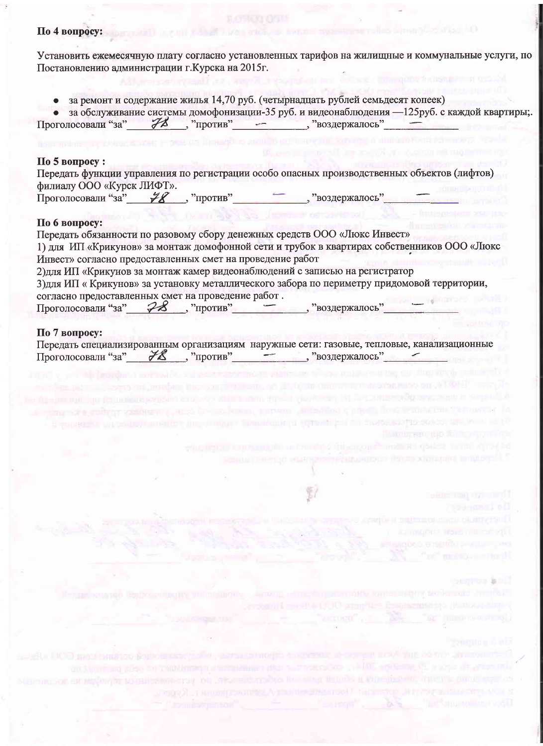**По 4 вопросу:**

Установить ежемесячную плату согласно установленных тарифов на жилищные и коммунальные услуги, по Постановлению администрации г.Курска на 2015г.

- за ремонт и содержание жилья 14,70 руб. (четырнадцать рублей семьдесят копеек)
- за обслуживание системы домофонизации-35 руб. и видеонаблюдения —125руб. с каждой квартиры;.

Проголосовали "за" 78, "против" —, "воздержалось" —

**По 5 вопросу :**

Передать функции управления по регистрации особо опасных производственных объектов (лифтов) филиалу ООО «Курск ЛИФТ».

Проголосовали "за" 78, "против" —, "воздержалось" —

**По 6 вопросу:**

Передать обязанности по разовому сбору денежных средств ООО «Люкс Инвест»

1) для ИП «Крикунов» за монтаж домофонной сети и трубок в квартирах собственников ООО «Люкс Инвест» согласно предоставленных смет на проведение работ

2)для ИП «Крикунов за монтаж камер видеонаблюдений с записью на регистратор

3)для ИП « Крикунов» за установку металлического забора по периметру придомовой территории, согласно предоставленных смет на проведение работ .

Проголосовали "за" 78, "против" —, "воздержалось" —

**По 7 вопросу:**

Передать специализированным организациям наружные сети: газовые, тепловые, канализационные

Проголосовали "за" 78, "против" —, "воздержалось" —